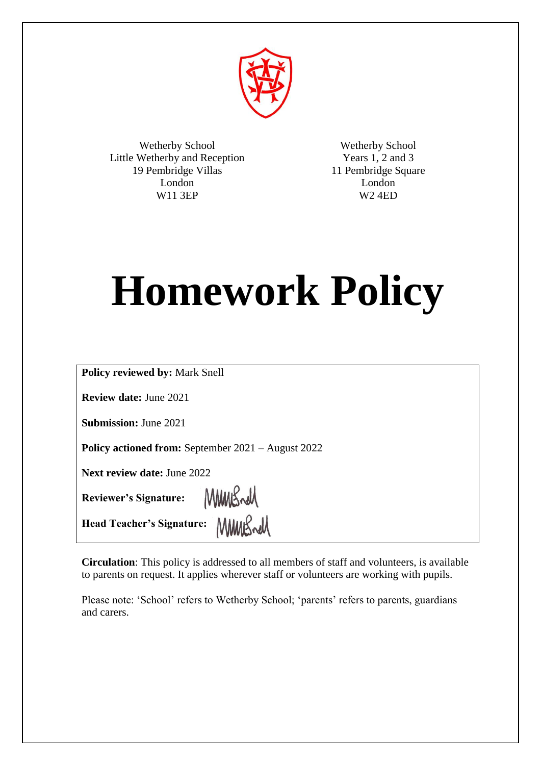Wetherby School
Little Wetherby and Reception
19 Pembridge Villas
London
W11 3EP

Wetherby School
Years 1, 2 and 3
11 Pembridge Square
London
W2 4ED

# Homework Policy

**Policy reviewed by:** Mark Snell

**Review date:** June 2021

**Submission:** June 2021

**Policy actioned from:** September 2021 – August 2022

**Next review date:** June 2022

**Reviewer's Signature:** MMMSnell

**Head Teacher's Signature:** MMMSnell

**Circulation**: This policy is addressed to all members of staff and volunteers, is available to parents on request. It applies wherever staff or volunteers are working with pupils.

Please note: 'School' refers to Wetherby School; 'parents' refers to parents, guardians and carers.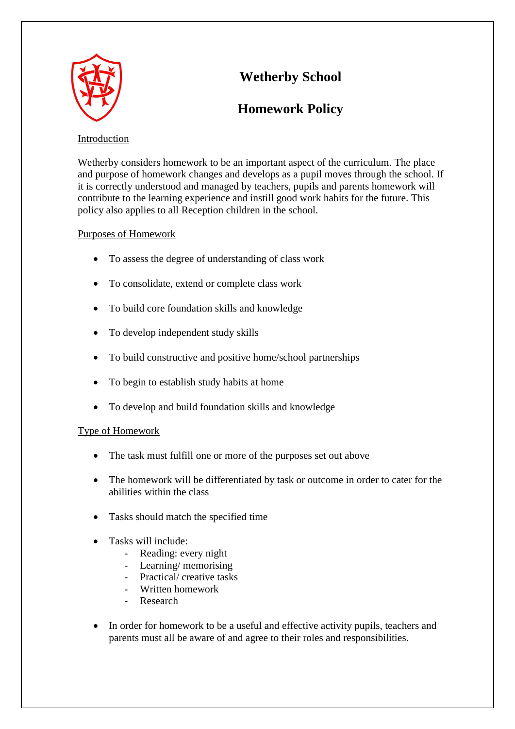# Wetherby School

## Homework Policy

Introduction

Wetherby considers homework to be an important aspect of the curriculum. The place and purpose of homework changes and develops as a pupil moves through the school. If it is correctly understood and managed by teachers, pupils and parents homework will contribute to the learning experience and instill good work habits for the future. This policy also applies to all Reception children in the school.

Purposes of Homework

- To assess the degree of understanding of class work
- To consolidate, extend or complete class work
- To build core foundation skills and knowledge
- To develop independent study skills
- To build constructive and positive home/school partnerships
- To begin to establish study habits at home
- To develop and build foundation skills and knowledge

Type of Homework

- The task must fulfill one or more of the purposes set out above
- The homework will be differentiated by task or outcome in order to cater for the abilities within the class
- Tasks should match the specified time
- Tasks will include:
  - Reading: every night
  - Learning/ memorising
  - Practical/ creative tasks
  - Written homework
  - Research
- In order for homework to be a useful and effective activity pupils, teachers and parents must all be aware of and agree to their roles and responsibilities.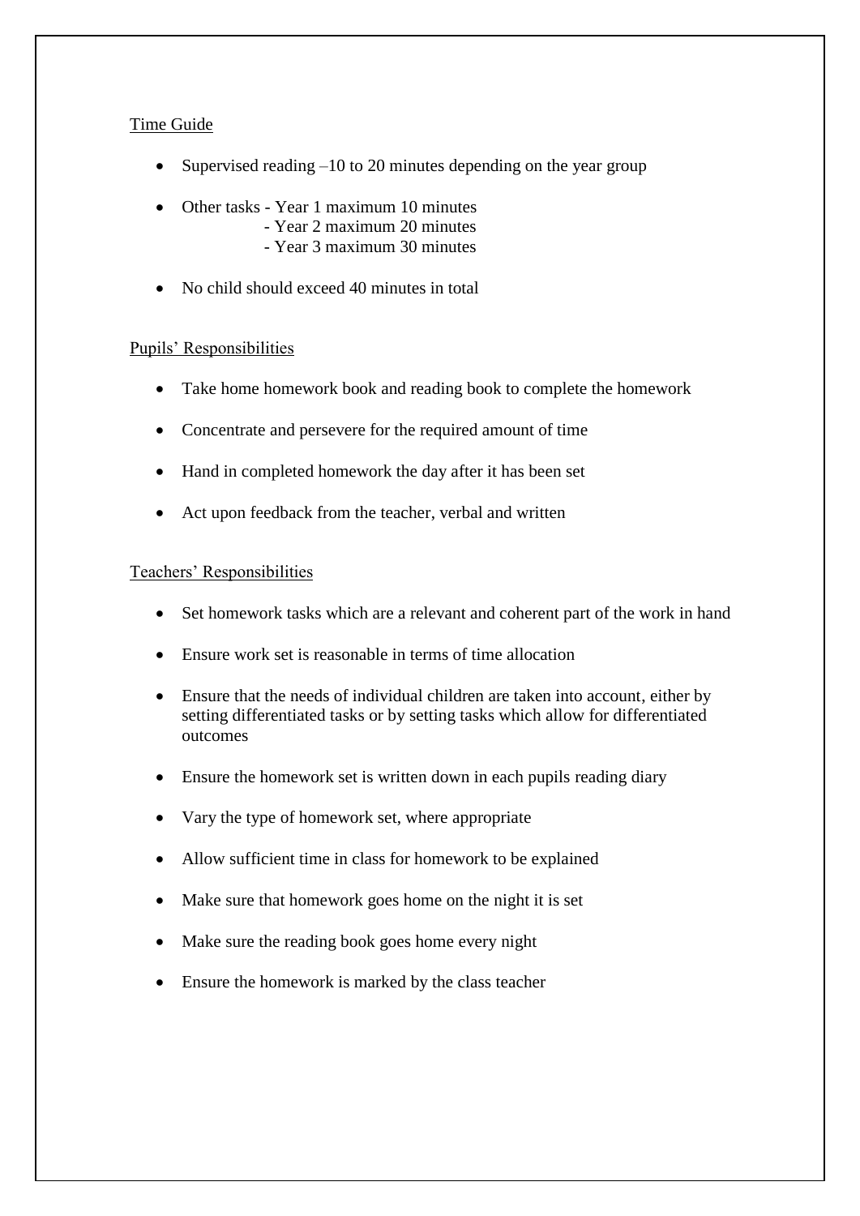Time Guide

- Supervised reading –10 to 20 minutes depending on the year group
- Other tasks - Year 1 maximum 10 minutes
  - Year 2 maximum 20 minutes
  - Year 3 maximum 30 minutes
- No child should exceed 40 minutes in total

Pupils' Responsibilities

- Take home homework book and reading book to complete the homework
- Concentrate and persevere for the required amount of time
- Hand in completed homework the day after it has been set
- Act upon feedback from the teacher, verbal and written

Teachers' Responsibilities

- Set homework tasks which are a relevant and coherent part of the work in hand
- Ensure work set is reasonable in terms of time allocation
- Ensure that the needs of individual children are taken into account, either by setting differentiated tasks or by setting tasks which allow for differentiated outcomes
- Ensure the homework set is written down in each pupils reading diary
- Vary the type of homework set, where appropriate
- Allow sufficient time in class for homework to be explained
- Make sure that homework goes home on the night it is set
- Make sure the reading book goes home every night
- Ensure the homework is marked by the class teacher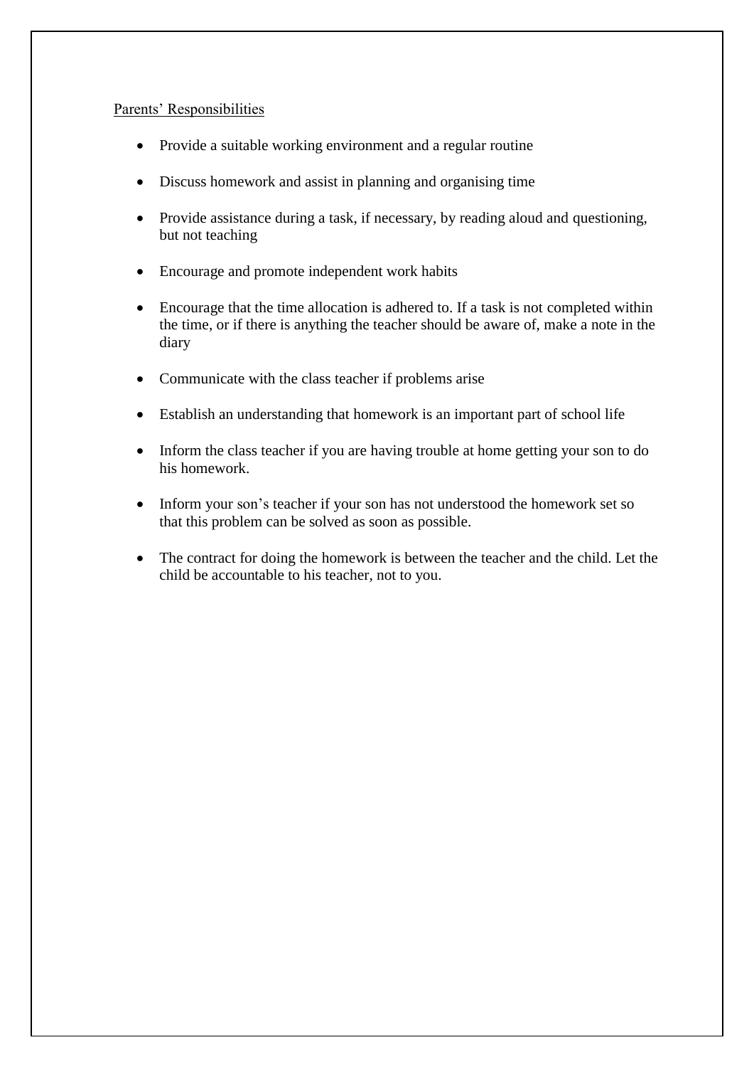## Parents' Responsibilities

- Provide a suitable working environment and a regular routine
- Discuss homework and assist in planning and organising time
- Provide assistance during a task, if necessary, by reading aloud and questioning, but not teaching
- Encourage and promote independent work habits
- Encourage that the time allocation is adhered to. If a task is not completed within the time, or if there is anything the teacher should be aware of, make a note in the diary
- Communicate with the class teacher if problems arise
- Establish an understanding that homework is an important part of school life
- Inform the class teacher if you are having trouble at home getting your son to do his homework.
- Inform your son's teacher if your son has not understood the homework set so that this problem can be solved as soon as possible.
- The contract for doing the homework is between the teacher and the child. Let the child be accountable to his teacher, not to you.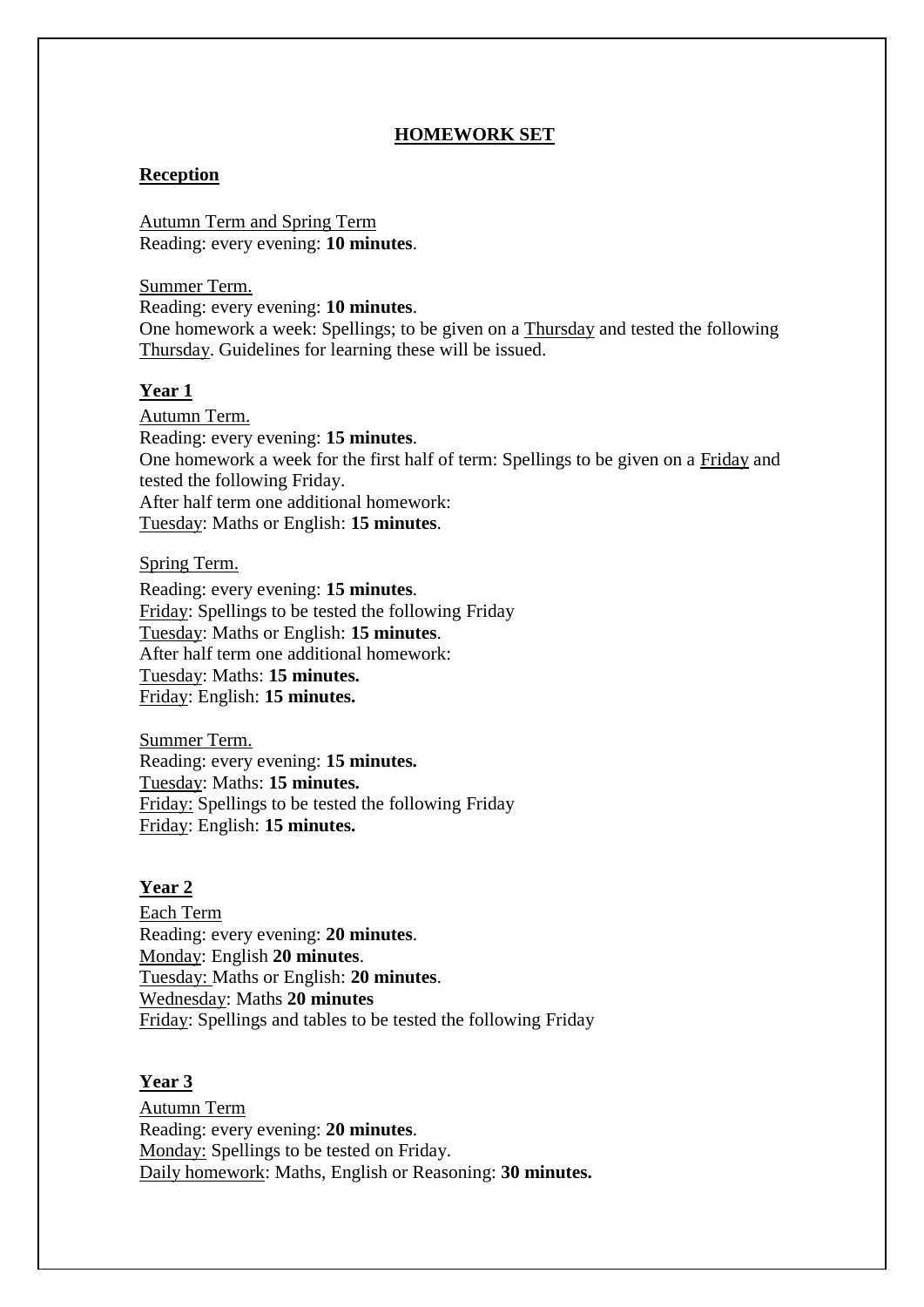## HOMEWORK SET

### Reception

Autumn Term and Spring Term
Reading: every evening: **10 minutes**.

Summer Term.
Reading: every evening: **10 minutes**.
One homework a week: Spellings; to be given on a Thursday and tested the following Thursday. Guidelines for learning these will be issued.

### Year 1

Autumn Term.
Reading: every evening: **15 minutes**.
One homework a week for the first half of term: Spellings to be given on a Friday and tested the following Friday.
After half term one additional homework:
Tuesday: Maths or English: **15 minutes**.

Spring Term.
Reading: every evening: **15 minutes**.
Friday: Spellings to be tested the following Friday
Tuesday: Maths or English: **15 minutes**.
After half term one additional homework:
Tuesday: Maths: **15 minutes.**
Friday: English: **15 minutes.**

Summer Term.
Reading: every evening: **15 minutes.**
Tuesday: Maths: **15 minutes.**
Friday: Spellings to be tested the following Friday
Friday: English: **15 minutes.**

### Year 2

Each Term
Reading: every evening: **20 minutes**.
Monday: English **20 minutes**.
Tuesday: Maths or English: **20 minutes**.
Wednesday: Maths **20 minutes**
Friday: Spellings and tables to be tested the following Friday

### Year 3

Autumn Term
Reading: every evening: **20 minutes**.
Monday: Spellings to be tested on Friday.
Daily homework: Maths, English or Reasoning: **30 minutes.**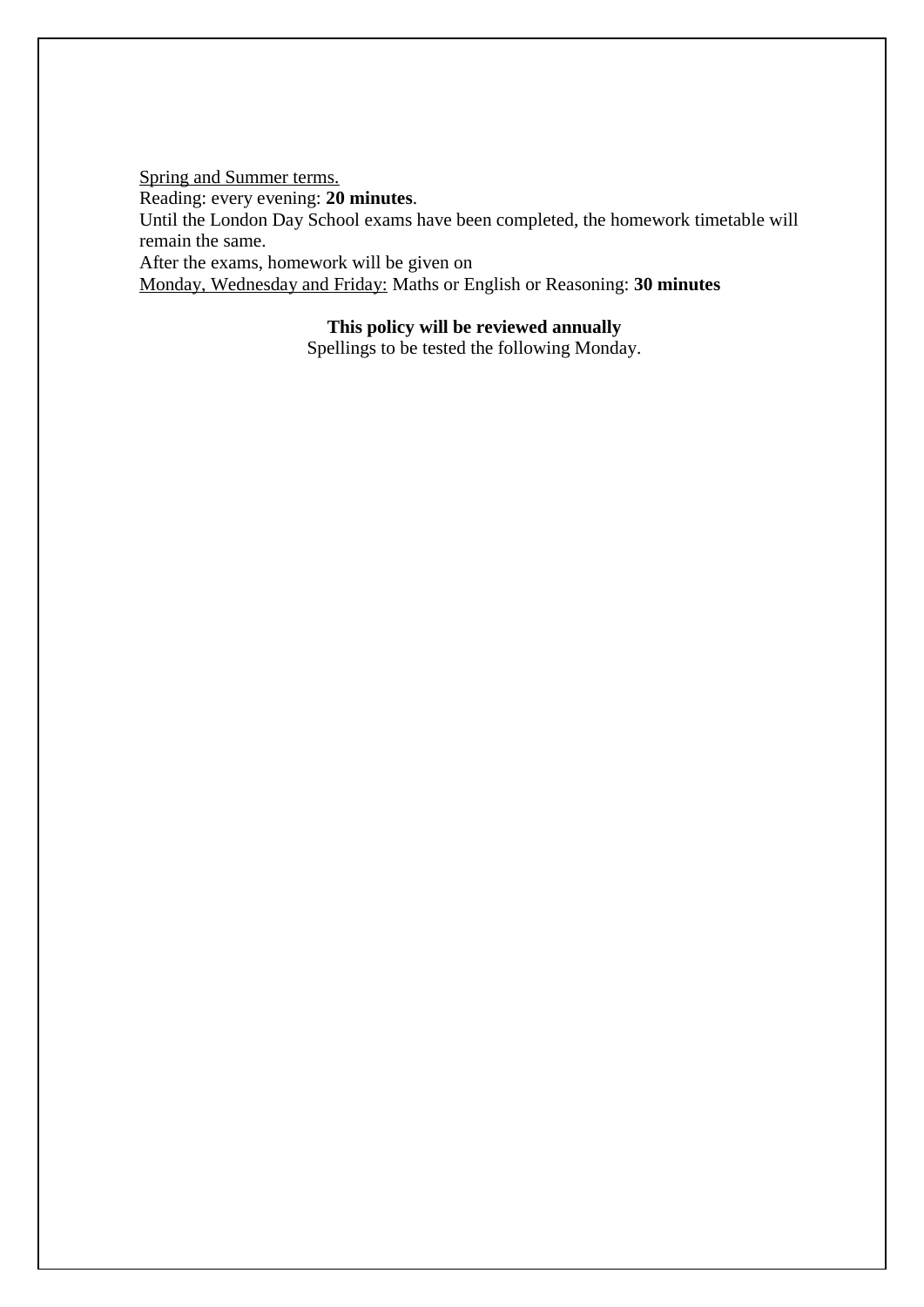<u>Spring and Summer terms.</u>
Reading: every evening: **20 minutes**.
Until the London Day School exams have been completed, the homework timetable will remain the same.
After the exams, homework will be given on
<u>Monday, Wednesday and Friday:</u> Maths or English or Reasoning: **30 minutes**

**This policy will be reviewed annually**
Spellings to be tested the following Monday.